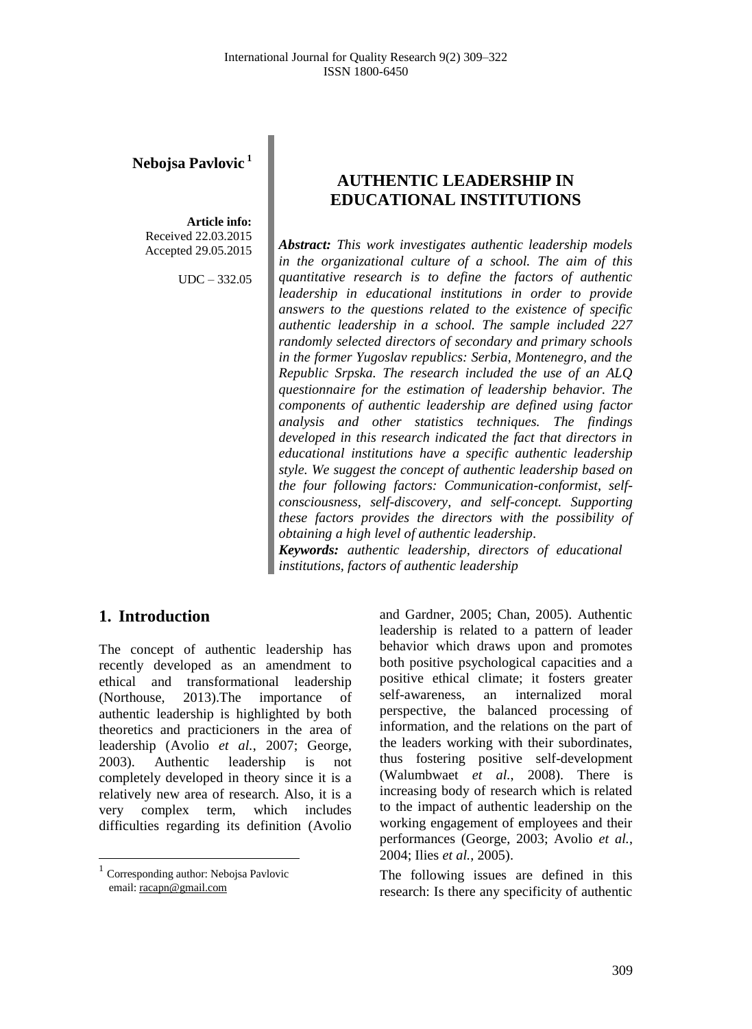**Nebojsa Pavlovic** [1]

**Article info:**
Received 22.03.2015
Accepted 29.05.2015

UDC – 332.05

# AUTHENTIC LEADERSHIP IN EDUCATIONAL INSTITUTIONS

***Abstract:*** *This work investigates authentic leadership models in the organizational culture of a school. The aim of this quantitative research is to define the factors of authentic leadership in educational institutions in order to provide answers to the questions related to the existence of specific authentic leadership in a school. The sample included 227 randomly selected directors of secondary and primary schools in the former Yugoslav republics: Serbia, Montenegro, and the Republic Srpska. The research included the use of an ALQ questionnaire for the estimation of leadership behavior. The components of authentic leadership are defined using factor analysis and other statistics techniques. The findings developed in this research indicated the fact that directors in educational institutions have a specific authentic leadership style. We suggest the concept of authentic leadership based on the four following factors: Communication-conformist, self-consciousness, self-discovery, and self-concept. Supporting these factors provides the directors with the possibility of obtaining a high level of authentic leadership*.

***Keywords:*** *authentic leadership, directors of educational institutions, factors of authentic leadership*

## 1. Introduction

The concept of authentic leadership has recently developed as an amendment to ethical and transformational leadership (Northouse, 2013).The importance of authentic leadership is highlighted by both theoretics and practicioners in the area of leadership (Avolio *et al.*, 2007; George, 2003). Authentic leadership is not completely developed in theory since it is a relatively new area of research. Also, it is a very complex term, which includes difficulties regarding its definition (Avolio and Gardner, 2005; Chan, 2005). Authentic leadership is related to a pattern of leader behavior which draws upon and promotes both positive psychological capacities and a positive ethical climate; it fosters greater self-awareness, an internalized moral perspective, the balanced processing of information, and the relations on the part of the leaders working with their subordinates, thus fostering positive self-development (Walumbwaet *et al.*, 2008). There is increasing body of research which is related to the impact of authentic leadership on the working engagement of employees and their performances (George, 2003; Avolio *et al.*, 2004; Ilies *et al.*, 2005).

The following issues are defined in this research: Is there any specificity of authentic

[1] Corresponding author: Nebojsa Pavlovic
email: racapn@gmail.com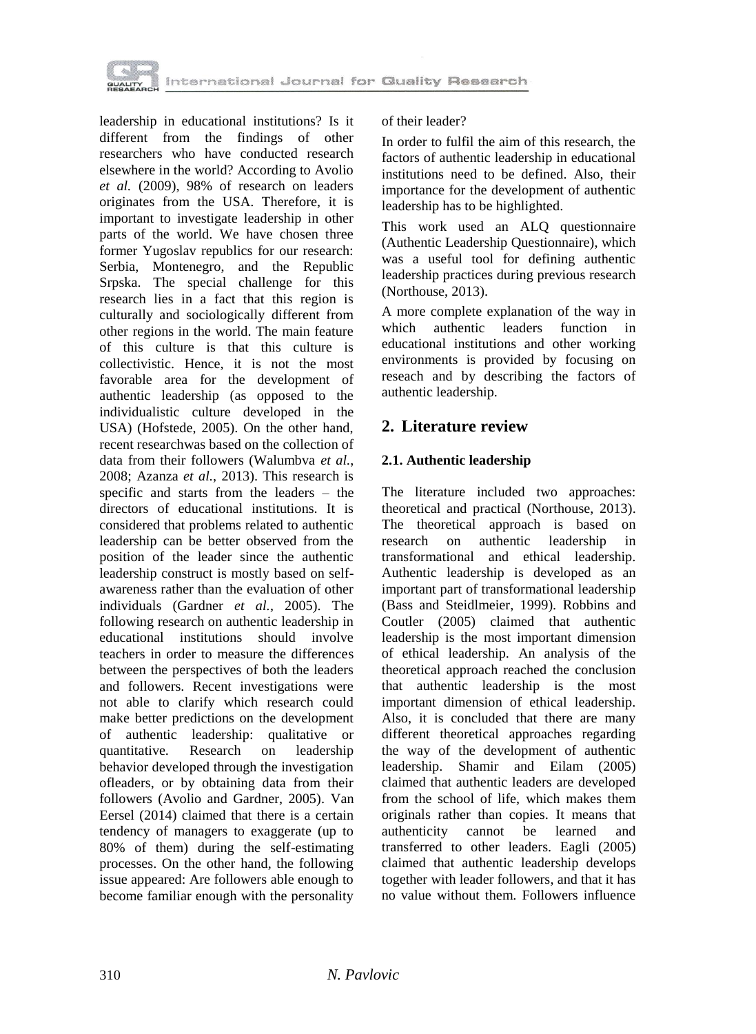leadership in educational institutions? Is it different from the findings of other researchers who have conducted research elsewhere in the world? According to Avolio *et al.* (2009), 98% of research on leaders originates from the USA. Therefore, it is important to investigate leadership in other parts of the world. We have chosen three former Yugoslav republics for our research: Serbia, Montenegro, and the Republic Srpska. The special challenge for this research lies in a fact that this region is culturally and sociologically different from other regions in the world. The main feature of this culture is that this culture is collectivistic. Hence, it is not the most favorable area for the development of authentic leadership (as opposed to the individualistic culture developed in the USA) (Hofstede, 2005). On the other hand, recent researchwas based on the collection of data from their followers (Walumbva *et al.*, 2008; Azanza *et al.*, 2013). This research is specific and starts from the leaders – the directors of educational institutions. It is considered that problems related to authentic leadership can be better observed from the position of the leader since the authentic leadership construct is mostly based on self-awareness rather than the evaluation of other individuals (Gardner *et al.*, 2005). The following research on authentic leadership in educational institutions should involve teachers in order to measure the differences between the perspectives of both the leaders and followers. Recent investigations were not able to clarify which research could make better predictions on the development of authentic leadership: qualitative or quantitative. Research on leadership behavior developed through the investigation ofleaders, or by obtaining data from their followers (Avolio and Gardner, 2005). Van Eersel (2014) claimed that there is a certain tendency of managers to exaggerate (up to 80% of them) during the self-estimating processes. On the other hand, the following issue appeared: Are followers able enough to become familiar enough with the personality of their leader?

In order to fulfil the aim of this research, the factors of authentic leadership in educational institutions need to be defined. Also, their importance for the development of authentic leadership has to be highlighted.

This work used an ALQ questionnaire (Authentic Leadership Questionnaire), which was a useful tool for defining authentic leadership practices during previous research (Northouse, 2013).

A more complete explanation of the way in which authentic leaders function in educational institutions and other working environments is provided by focusing on reseach and by describing the factors of authentic leadership.

## 2. Literature review

### 2.1. Authentic leadership

The literature included two approaches: theoretical and practical (Northouse, 2013). The theoretical approach is based on research on authentic leadership in transformational and ethical leadership. Authentic leadership is developed as an important part of transformational leadership (Bass and Steidlmeier, 1999). Robbins and Coutler (2005) claimed that authentic leadership is the most important dimension of ethical leadership. An analysis of the theoretical approach reached the conclusion that authentic leadership is the most important dimension of ethical leadership. Also, it is concluded that there are many different theoretical approaches regarding the way of the development of authentic leadership. Shamir and Eilam (2005) claimed that authentic leaders are developed from the school of life, which makes them originals rather than copies. It means that authenticity cannot be learned and transferred to other leaders. Eagli (2005) claimed that authentic leadership develops together with leader followers, and that it has no value without them. Followers influence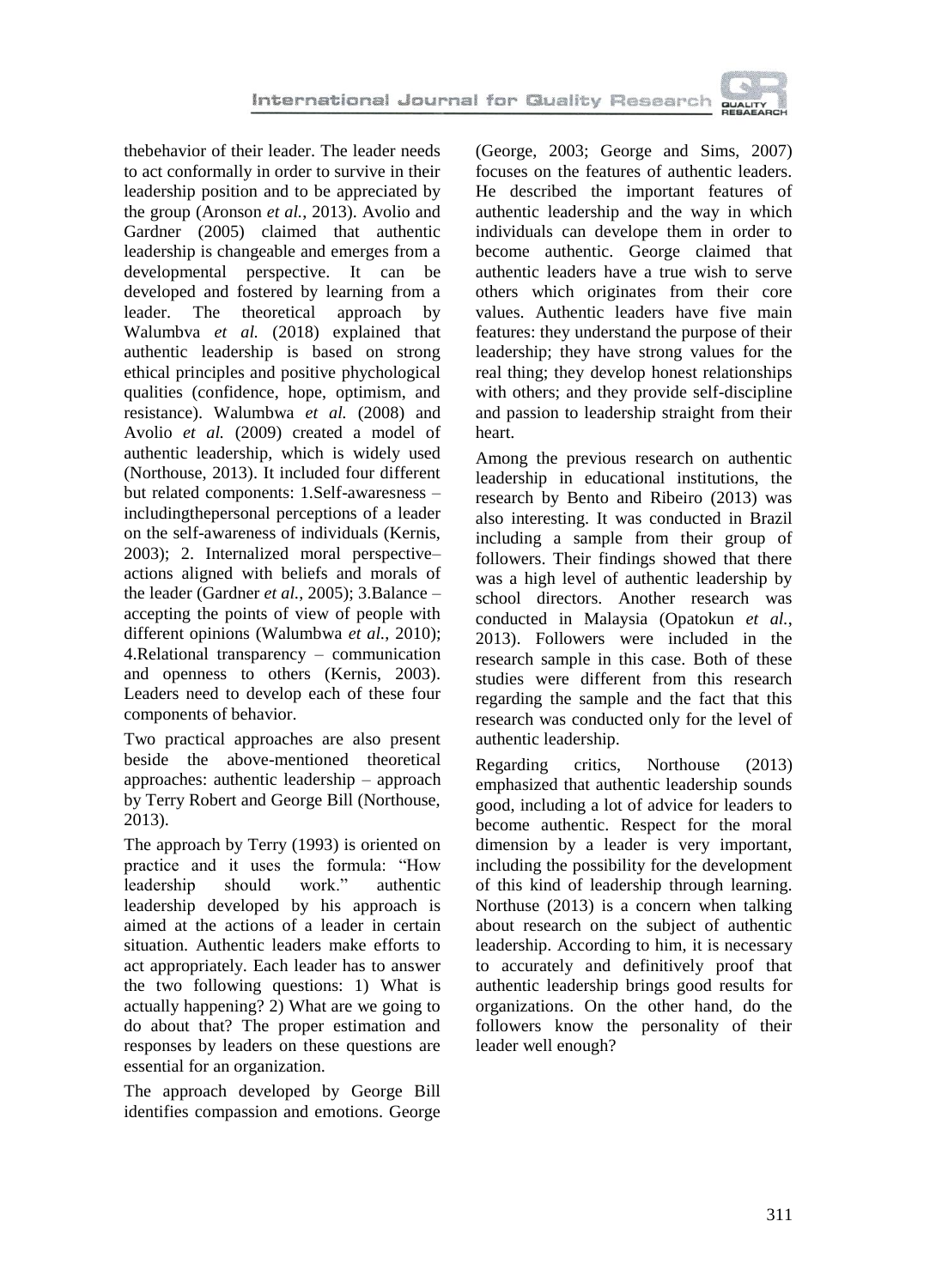thebehavior of their leader. The leader needs to act conformally in order to survive in their leadership position and to be appreciated by the group (Aronson *et al.*, 2013). Avolio and Gardner (2005) claimed that authentic leadership is changeable and emerges from a developmental perspective. It can be developed and fostered by learning from a leader. The theoretical approach by Walumbva *et al.* (2018) explained that authentic leadership is based on strong ethical principles and positive phychological qualities (confidence, hope, optimism, and resistance). Walumbwa *et al.* (2008) and Avolio *et al.* (2009) created a model of authentic leadership, which is widely used (Northouse, 2013). It included four different but related components: 1.Self-awaresness – includingthepersonal perceptions of a leader on the self-awareness of individuals (Kernis, 2003); 2. Internalized moral perspective– actions aligned with beliefs and morals of the leader (Gardner *et al.*, 2005); 3.Balance – accepting the points of view of people with different opinions (Walumbwa *et al.*, 2010); 4.Relational transparency – communication and openness to others (Kernis, 2003). Leaders need to develop each of these four components of behavior.

Two practical approaches are also present beside the above-mentioned theoretical approaches: authentic leadership – approach by Terry Robert and George Bill (Northouse, 2013).

The approach by Terry (1993) is oriented on practice and it uses the formula: "How leadership should work." authentic leadership developed by his approach is aimed at the actions of a leader in certain situation. Authentic leaders make efforts to act appropriately. Each leader has to answer the two following questions: 1) What is actually happening? 2) What are we going to do about that? The proper estimation and responses by leaders on these questions are essential for an organization.

The approach developed by George Bill identifies compassion and emotions. George (George, 2003; George and Sims, 2007) focuses on the features of authentic leaders. He described the important features of authentic leadership and the way in which individuals can develope them in order to become authentic. George claimed that authentic leaders have a true wish to serve others which originates from their core values. Authentic leaders have five main features: they understand the purpose of their leadership; they have strong values for the real thing; they develop honest relationships with others; and they provide self-discipline and passion to leadership straight from their heart.

Among the previous research on authentic leadership in educational institutions, the research by Bento and Ribeiro (2013) was also interesting. It was conducted in Brazil including a sample from their group of followers. Their findings showed that there was a high level of authentic leadership by school directors. Another research was conducted in Malaysia (Opatokun *et al.*, 2013). Followers were included in the research sample in this case. Both of these studies were different from this research regarding the sample and the fact that this research was conducted only for the level of authentic leadership.

Regarding critics, Northouse (2013) emphasized that authentic leadership sounds good, including a lot of advice for leaders to become authentic. Respect for the moral dimension by a leader is very important, including the possibility for the development of this kind of leadership through learning. Northuse (2013) is a concern when talking about research on the subject of authentic leadership. According to him, it is necessary to accurately and definitively proof that authentic leadership brings good results for organizations. On the other hand, do the followers know the personality of their leader well enough?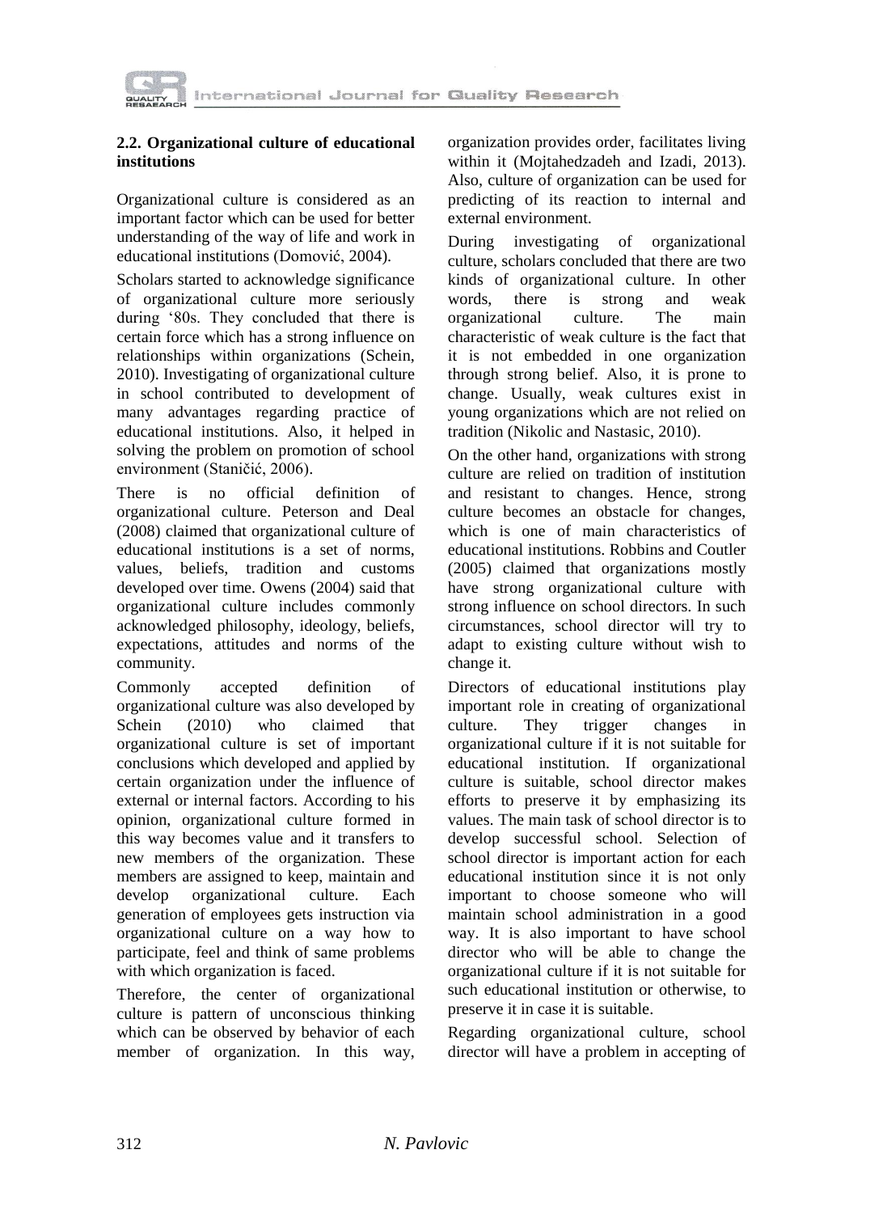### 2.2. Organizational culture of educational institutions

Organizational culture is considered as an important factor which can be used for better understanding of the way of life and work in educational institutions (Domović, 2004).

Scholars started to acknowledge significance of organizational culture more seriously during '80s. They concluded that there is certain force which has a strong influence on relationships within organizations (Schein, 2010). Investigating of organizational culture in school contributed to development of many advantages regarding practice of educational institutions. Also, it helped in solving the problem on promotion of school environment (Staničić, 2006).

There is no official definition of organizational culture. Peterson and Deal (2008) claimed that organizational culture of educational institutions is a set of norms, values, beliefs, tradition and customs developed over time. Owens (2004) said that organizational culture includes commonly acknowledged philosophy, ideology, beliefs, expectations, attitudes and norms of the community.

Commonly accepted definition of organizational culture was also developed by Schein (2010) who claimed that organizational culture is set of important conclusions which developed and applied by certain organization under the influence of external or internal factors. According to his opinion, organizational culture formed in this way becomes value and it transfers to new members of the organization. These members are assigned to keep, maintain and develop organizational culture. Each generation of employees gets instruction via organizational culture on a way how to participate, feel and think of same problems with which organization is faced.

Therefore, the center of organizational culture is pattern of unconscious thinking which can be observed by behavior of each member of organization. In this way, organization provides order, facilitates living within it (Mojtahedzadeh and Izadi, 2013). Also, culture of organization can be used for predicting of its reaction to internal and external environment.

During investigating of organizational culture, scholars concluded that there are two kinds of organizational culture. In other words, there is strong and weak organizational culture. The main characteristic of weak culture is the fact that it is not embedded in one organization through strong belief. Also, it is prone to change. Usually, weak cultures exist in young organizations which are not relied on tradition (Nikolic and Nastasic, 2010).

On the other hand, organizations with strong culture are relied on tradition of institution and resistant to changes. Hence, strong culture becomes an obstacle for changes, which is one of main characteristics of educational institutions. Robbins and Coutler (2005) claimed that organizations mostly have strong organizational culture with strong influence on school directors. In such circumstances, school director will try to adapt to existing culture without wish to change it.

Directors of educational institutions play important role in creating of organizational culture. They trigger changes in organizational culture if it is not suitable for educational institution. If organizational culture is suitable, school director makes efforts to preserve it by emphasizing its values. The main task of school director is to develop successful school. Selection of school director is important action for each educational institution since it is not only important to choose someone who will maintain school administration in a good way. It is also important to have school director who will be able to change the organizational culture if it is not suitable for such educational institution or otherwise, to preserve it in case it is suitable.

Regarding organizational culture, school director will have a problem in accepting of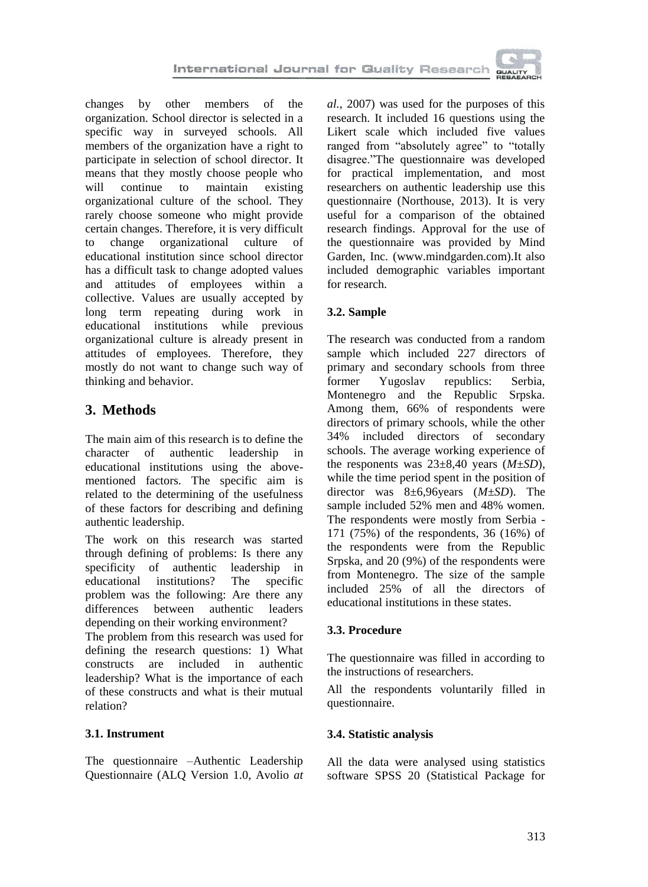changes by other members of the organization. School director is selected in a specific way in surveyed schools. All members of the organization have a right to participate in selection of school director. It means that they mostly choose people who will continue to maintain existing organizational culture of the school. They rarely choose someone who might provide certain changes. Therefore, it is very difficult to change organizational culture of educational institution since school director has a difficult task to change adopted values and attitudes of employees within a collective. Values are usually accepted by long term repeating during work in educational institutions while previous organizational culture is already present in attitudes of employees. Therefore, they mostly do not want to change such way of thinking and behavior.

## 3. Methods

The main aim of this research is to define the character of authentic leadership in educational institutions using the above-mentioned factors. The specific aim is related to the determining of the usefulness of these factors for describing and defining authentic leadership.

The work on this research was started through defining of problems: Is there any specificity of authentic leadership in educational institutions? The specific problem was the following: Are there any differences between authentic leaders depending on their working environment?

The problem from this research was used for defining the research questions: 1) What constructs are included in authentic leadership? What is the importance of each of these constructs and what is their mutual relation?

### 3.1. Instrument

The questionnaire –Authentic Leadership Questionnaire (ALQ Version 1.0, Avolio *at al.*, 2007) was used for the purposes of this research. It included 16 questions using the Likert scale which included five values ranged from "absolutely agree" to "totally disagree."The questionnaire was developed for practical implementation, and most researchers on authentic leadership use this questionnaire (Northouse, 2013). It is very useful for a comparison of the obtained research findings. Approval for the use of the questionnaire was provided by Mind Garden, Inc. (www.mindgarden.com).It also included demographic variables important for research.

### 3.2. Sample

The research was conducted from a random sample which included 227 directors of primary and secondary schools from three former Yugoslav republics: Serbia, Montenegro and the Republic Srpska. Among them, 66% of respondents were directors of primary schools, while the other 34% included directors of secondary schools. The average working experience of the responents was 23±8,40 years (*M*±*SD*), while the time period spent in the position of director was 8±6,96years (*M*±*SD*). The sample included 52% men and 48% women. The respondents were mostly from Serbia - 171 (75%) of the respondents, 36 (16%) of the respondents were from the Republic Srpska, and 20 (9%) of the respondents were from Montenegro. The size of the sample included 25% of all the directors of educational institutions in these states.

### 3.3. Procedure

The questionnaire was filled in according to the instructions of researchers.

All the respondents voluntarily filled in questionnaire.

### 3.4. Statistic analysis

All the data were analysed using statistics software SPSS 20 (Statistical Package for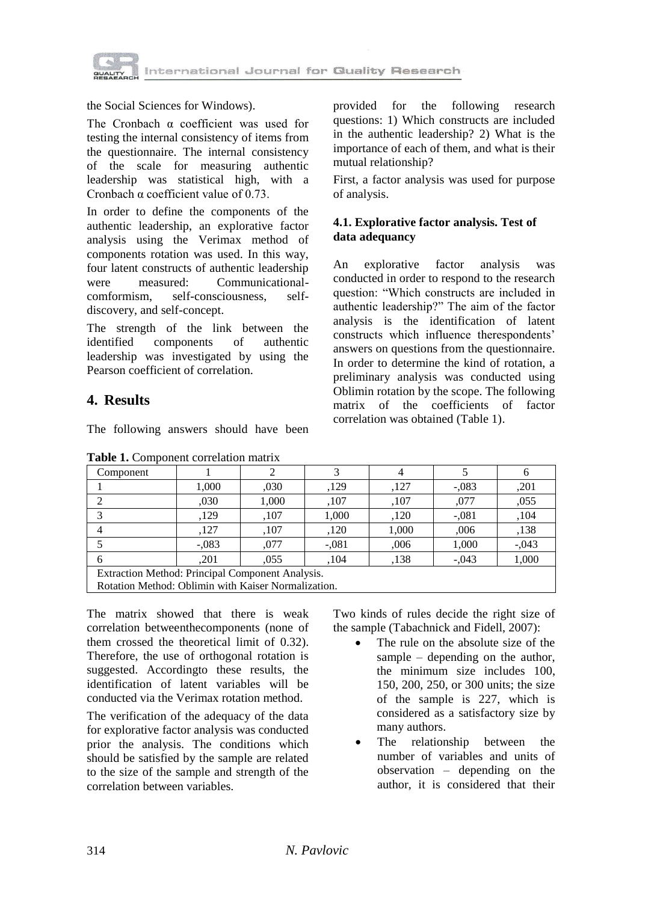the Social Sciences for Windows).

The Cronbach α coefficient was used for testing the internal consistency of items from the questionnaire. The internal consistency of the scale for measuring authentic leadership was statistical high, with a Cronbach α coefficient value of 0.73.

In order to define the components of the authentic leadership, an explorative factor analysis using the Verimax method of components rotation was used. In this way, four latent constructs of authentic leadership were measured: Communicational-comformism, self-consciousness, self-discovery, and self-concept.

The strength of the link between the identified components of authentic leadership was investigated by using the Pearson coefficient of correlation.

## 4. Results

The following answers should have been provided for the following research questions: 1) Which constructs are included in the authentic leadership? 2) What is the importance of each of them, and what is their mutual relationship?

First, a factor analysis was used for purpose of analysis.

### 4.1. Explorative factor analysis. Test of data adequancy

An explorative factor analysis was conducted in order to respond to the research question: "Which constructs are included in authentic leadership?" The aim of the factor analysis is the identification of latent constructs which influence therespondents' answers on questions from the questionnaire. In order to determine the kind of rotation, a preliminary analysis was conducted using Oblimin rotation by the scope. The following matrix of the coefficients of factor correlation was obtained (Table 1).

**Table 1.** Component correlation matrix

| Component | 1 | 2 | 3 | 4 | 5 | 6 |
|---|---|---|---|---|---|---|
| 1 | 1,000 | ,030 | ,129 | ,127 | -,083 | ,201 |
| 2 | ,030 | 1,000 | ,107 | ,107 | ,077 | ,055 |
| 3 | ,129 | ,107 | 1,000 | ,120 | -,081 | ,104 |
| 4 | ,127 | ,107 | ,120 | 1,000 | ,006 | ,138 |
| 5 | -,083 | ,077 | -,081 | ,006 | 1,000 | -,043 |
| 6 | ,201 | ,055 | ,104 | ,138 | -,043 | 1,000 |

Extraction Method: Principal Component Analysis.
Rotation Method: Oblimin with Kaiser Normalization.

The matrix showed that there is weak correlation betweenthecomponents (none of them crossed the theoretical limit of 0.32). Therefore, the use of orthogonal rotation is suggested. Accordingto these results, the identification of latent variables will be conducted via the Verimax rotation method.

The verification of the adequacy of the data for explorative factor analysis was conducted prior the analysis. The conditions which should be satisfied by the sample are related to the size of the sample and strength of the correlation between variables.

Two kinds of rules decide the right size of the sample (Tabachnick and Fidell, 2007):

- The rule on the absolute size of the sample – depending on the author, the minimum size includes 100, 150, 200, 250, or 300 units; the size of the sample is 227, which is considered as a satisfactory size by many authors.
- The relationship between the number of variables and units of observation – depending on the author, it is considered that their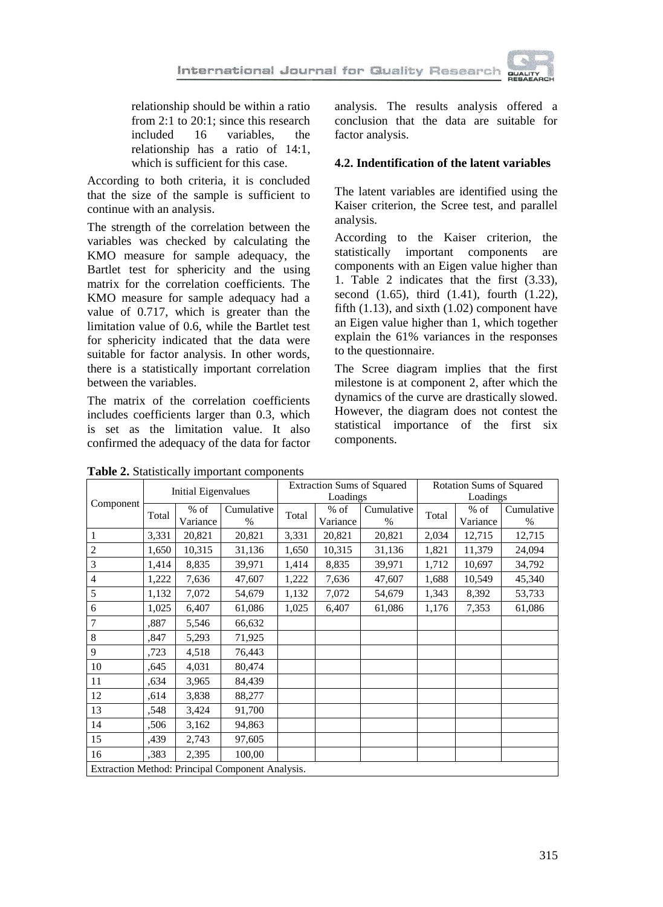relationship should be within a ratio from 2:1 to 20:1; since this research included 16 variables, the relationship has a ratio of 14:1, which is sufficient for this case.

According to both criteria, it is concluded that the size of the sample is sufficient to continue with an analysis.

The strength of the correlation between the variables was checked by calculating the KMO measure for sample adequacy, the Bartlet test for sphericity and the using matrix for the correlation coefficients. The KMO measure for sample adequacy had a value of 0.717, which is greater than the limitation value of 0.6, while the Bartlet test for sphericity indicated that the data were suitable for factor analysis. In other words, there is a statistically important correlation between the variables.

The matrix of the correlation coefficients includes coefficients larger than 0.3, which is set as the limitation value. It also confirmed the adequacy of the data for factor analysis. The results analysis offered a conclusion that the data are suitable for factor analysis.

### 4.2. Indentification of the latent variables

The latent variables are identified using the Kaiser criterion, the Scree test, and parallel analysis.

According to the Kaiser criterion, the statistically important components are components with an Eigen value higher than 1. Table 2 indicates that the first (3.33), second (1.65), third (1.41), fourth (1.22), fifth (1.13), and sixth (1.02) component have an Eigen value higher than 1, which together explain the 61% variances in the responses to the questionnaire.

The Scree diagram implies that the first milestone is at component 2, after which the dynamics of the curve are drastically slowed. However, the diagram does not contest the statistical importance of the first six components.

**Table 2.** Statistically important components

| Component | Initial Eigenvalues | | | Extraction Sums of Squared Loadings | | | Rotation Sums of Squared Loadings | | |
|---|---|---|---|---|---|---|---|---|---|
| | Total | % of Variance | Cumulative % | Total | % of Variance | Cumulative % | Total | % of Variance | Cumulative % |
| 1 | 3,331 | 20,821 | 20,821 | 3,331 | 20,821 | 20,821 | 2,034 | 12,715 | 12,715 |
| 2 | 1,650 | 10,315 | 31,136 | 1,650 | 10,315 | 31,136 | 1,821 | 11,379 | 24,094 |
| 3 | 1,414 | 8,835 | 39,971 | 1,414 | 8,835 | 39,971 | 1,712 | 10,697 | 34,792 |
| 4 | 1,222 | 7,636 | 47,607 | 1,222 | 7,636 | 47,607 | 1,688 | 10,549 | 45,340 |
| 5 | 1,132 | 7,072 | 54,679 | 1,132 | 7,072 | 54,679 | 1,343 | 8,392 | 53,733 |
| 6 | 1,025 | 6,407 | 61,086 | 1,025 | 6,407 | 61,086 | 1,176 | 7,353 | 61,086 |
| 7 | ,887 | 5,546 | 66,632 | | | | | | |
| 8 | ,847 | 5,293 | 71,925 | | | | | | |
| 9 | ,723 | 4,518 | 76,443 | | | | | | |
| 10 | ,645 | 4,031 | 80,474 | | | | | | |
| 11 | ,634 | 3,965 | 84,439 | | | | | | |
| 12 | ,614 | 3,838 | 88,277 | | | | | | |
| 13 | ,548 | 3,424 | 91,700 | | | | | | |
| 14 | ,506 | 3,162 | 94,863 | | | | | | |
| 15 | ,439 | 2,743 | 97,605 | | | | | | |
| 16 | ,383 | 2,395 | 100,00 | | | | | | |

Extraction Method: Principal Component Analysis.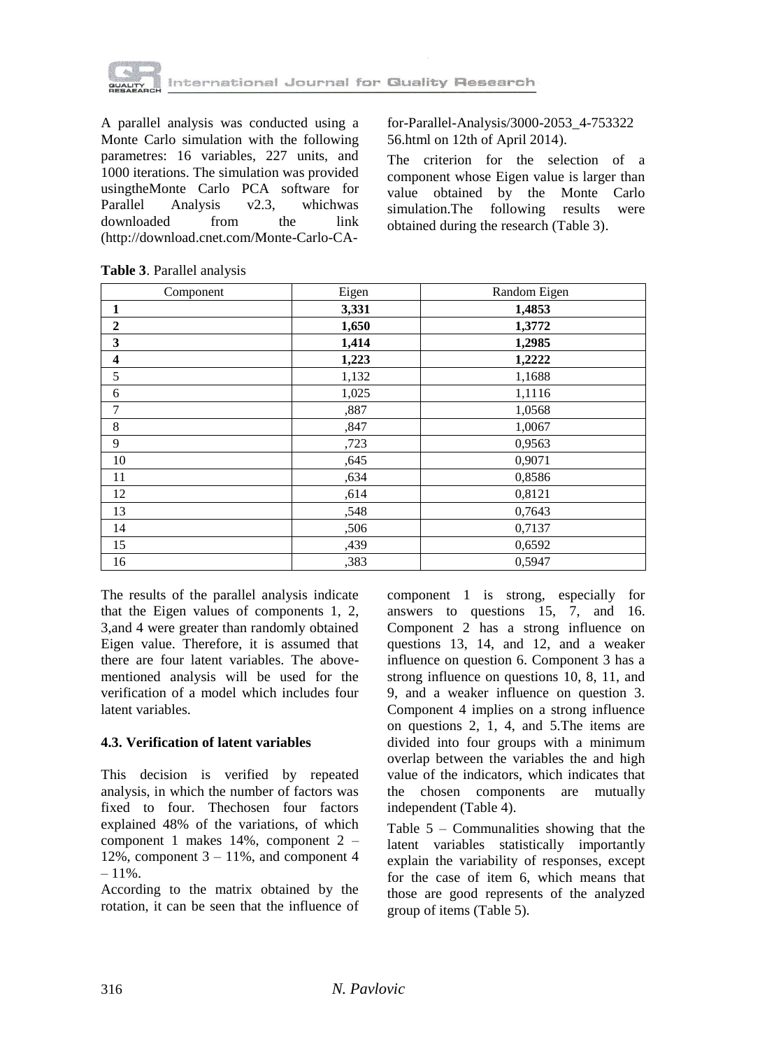A parallel analysis was conducted using a Monte Carlo simulation with the following parametres: 16 variables, 227 units, and 1000 iterations. The simulation was provided usingtheMonte Carlo PCA software for Parallel Analysis v2.3, whichwas downloaded from the link (http://download.cnet.com/Monte-Carlo-CA-for-Parallel-Analysis/3000-2053_4-75332256.html on 12th of April 2014).

The criterion for the selection of a component whose Eigen value is larger than value obtained by the Monte Carlo simulation.The following results were obtained during the research (Table 3).

**Table 3**. Parallel analysis

| Component | Eigen | Random Eigen |
|---|---|---|
| **1** | **3,331** | **1,4853** |
| **2** | **1,650** | **1,3772** |
| **3** | **1,414** | **1,2985** |
| **4** | **1,223** | **1,2222** |
| 5 | 1,132 | 1,1688 |
| 6 | 1,025 | 1,1116 |
| 7 | ,887 | 1,0568 |
| 8 | ,847 | 1,0067 |
| 9 | ,723 | 0,9563 |
| 10 | ,645 | 0,9071 |
| 11 | ,634 | 0,8586 |
| 12 | ,614 | 0,8121 |
| 13 | ,548 | 0,7643 |
| 14 | ,506 | 0,7137 |
| 15 | ,439 | 0,6592 |
| 16 | ,383 | 0,5947 |

The results of the parallel analysis indicate that the Eigen values of components 1, 2, 3,and 4 were greater than randomly obtained Eigen value. Therefore, it is assumed that there are four latent variables. The above-mentioned analysis will be used for the verification of a model which includes four latent variables.

### 4.3. Verification of latent variables

This decision is verified by repeated analysis, in which the number of factors was fixed to four. Thechosen four factors explained 48% of the variations, of which component 1 makes 14%, component 2 – 12%, component 3 – 11%, and component 4 – 11%.

According to the matrix obtained by the rotation, it can be seen that the influence of component 1 is strong, especially for answers to questions 15, 7, and 16. Component 2 has a strong influence on questions 13, 14, and 12, and a weaker influence on question 6. Component 3 has a strong influence on questions 10, 8, 11, and 9, and a weaker influence on question 3. Component 4 implies on a strong influence on questions 2, 1, 4, and 5.The items are divided into four groups with a minimum overlap between the variables the and high value of the indicators, which indicates that the chosen components are mutually independent (Table 4).

Table 5 – Communalities showing that the latent variables statistically importantly explain the variability of responses, except for the case of item 6, which means that those are good represents of the analyzed group of items (Table 5).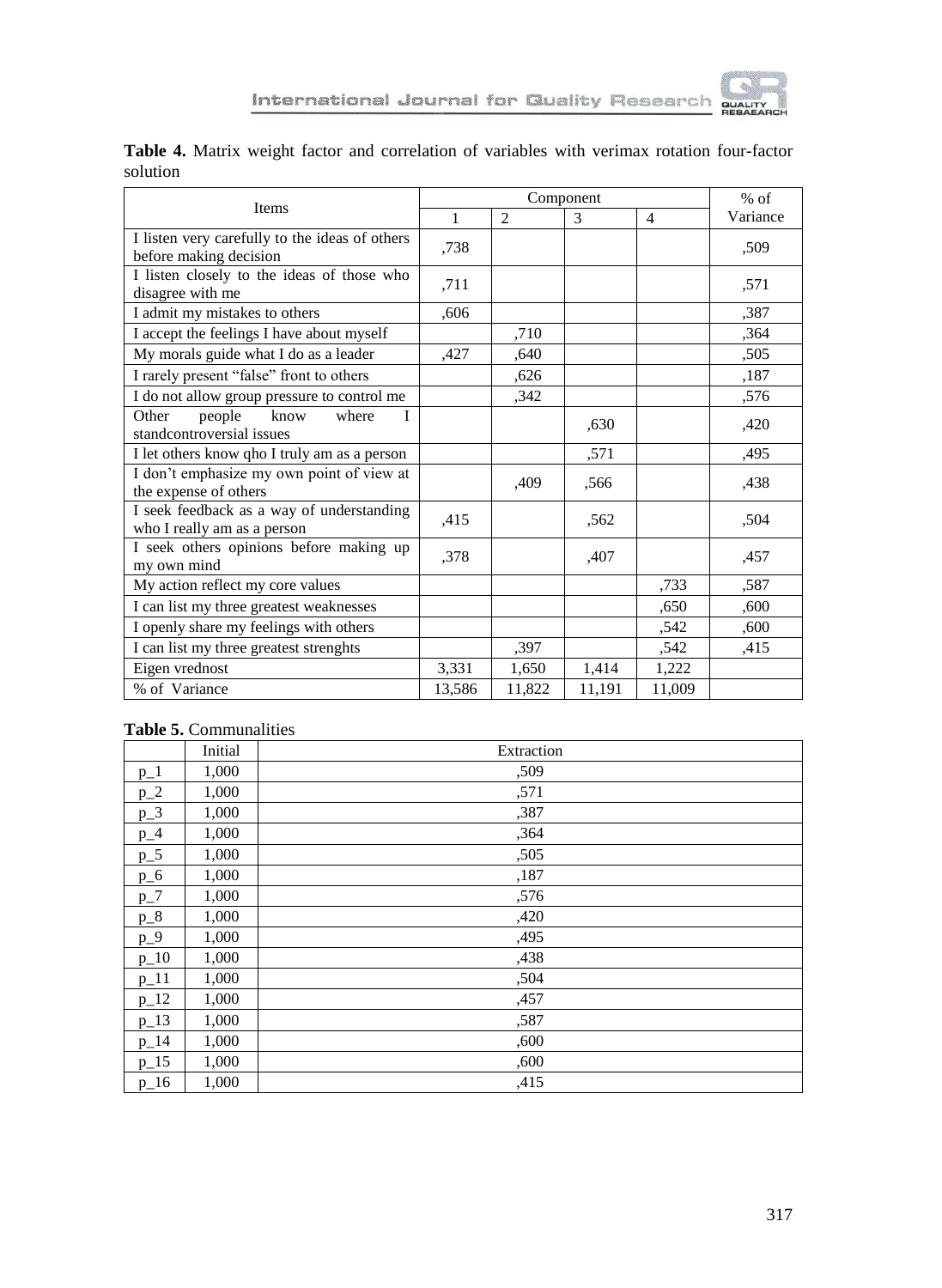**Table 4.** Matrix weight factor and correlation of variables with verimax rotation four-factor solution

| Items | Component | | | | % of Variance |
|---|---|---|---|---|---|
| | 1 | 2 | 3 | 4 | |
| I listen very carefully to the ideas of others before making decision | ,738 | | | | ,509 |
| I listen closely to the ideas of those who disagree with me | ,711 | | | | ,571 |
| I admit my mistakes to others | ,606 | | | | ,387 |
| I accept the feelings I have about myself | | ,710 | | | ,364 |
| My morals guide what I do as a leader | ,427 | ,640 | | | ,505 |
| I rarely present "false" front to others | | ,626 | | | ,187 |
| I do not allow group pressure to control me | | ,342 | | | ,576 |
| Other people know where I standcontroversial issues | | | ,630 | | ,420 |
| I let others know qho I truly am as a person | | | ,571 | | ,495 |
| I don't emphasize my own point of view at the expense of others | | ,409 | ,566 | | ,438 |
| I seek feedback as a way of understanding who I really am as a person | ,415 | | ,562 | | ,504 |
| I seek others opinions before making up my own mind | ,378 | | ,407 | | ,457 |
| My action reflect my core values | | | | ,733 | ,587 |
| I can list my three greatest weaknesses | | | | ,650 | ,600 |
| I openly share my feelings with others | | | | ,542 | ,600 |
| I can list my three greatest strenghts | | ,397 | | ,542 | ,415 |
| Eigen vrednost | 3,331 | 1,650 | 1,414 | 1,222 | |
| % of Variance | 13,586 | 11,822 | 11,191 | 11,009 | |

**Table 5.** Communalities

| | Initial | Extraction |
|---|---|---|
| p_1 | 1,000 | ,509 |
| p_2 | 1,000 | ,571 |
| p_3 | 1,000 | ,387 |
| p_4 | 1,000 | ,364 |
| p_5 | 1,000 | ,505 |
| p_6 | 1,000 | ,187 |
| p_7 | 1,000 | ,576 |
| p_8 | 1,000 | ,420 |
| p_9 | 1,000 | ,495 |
| p_10 | 1,000 | ,438 |
| p_11 | 1,000 | ,504 |
| p_12 | 1,000 | ,457 |
| p_13 | 1,000 | ,587 |
| p_14 | 1,000 | ,600 |
| p_15 | 1,000 | ,600 |
| p_16 | 1,000 | ,415 |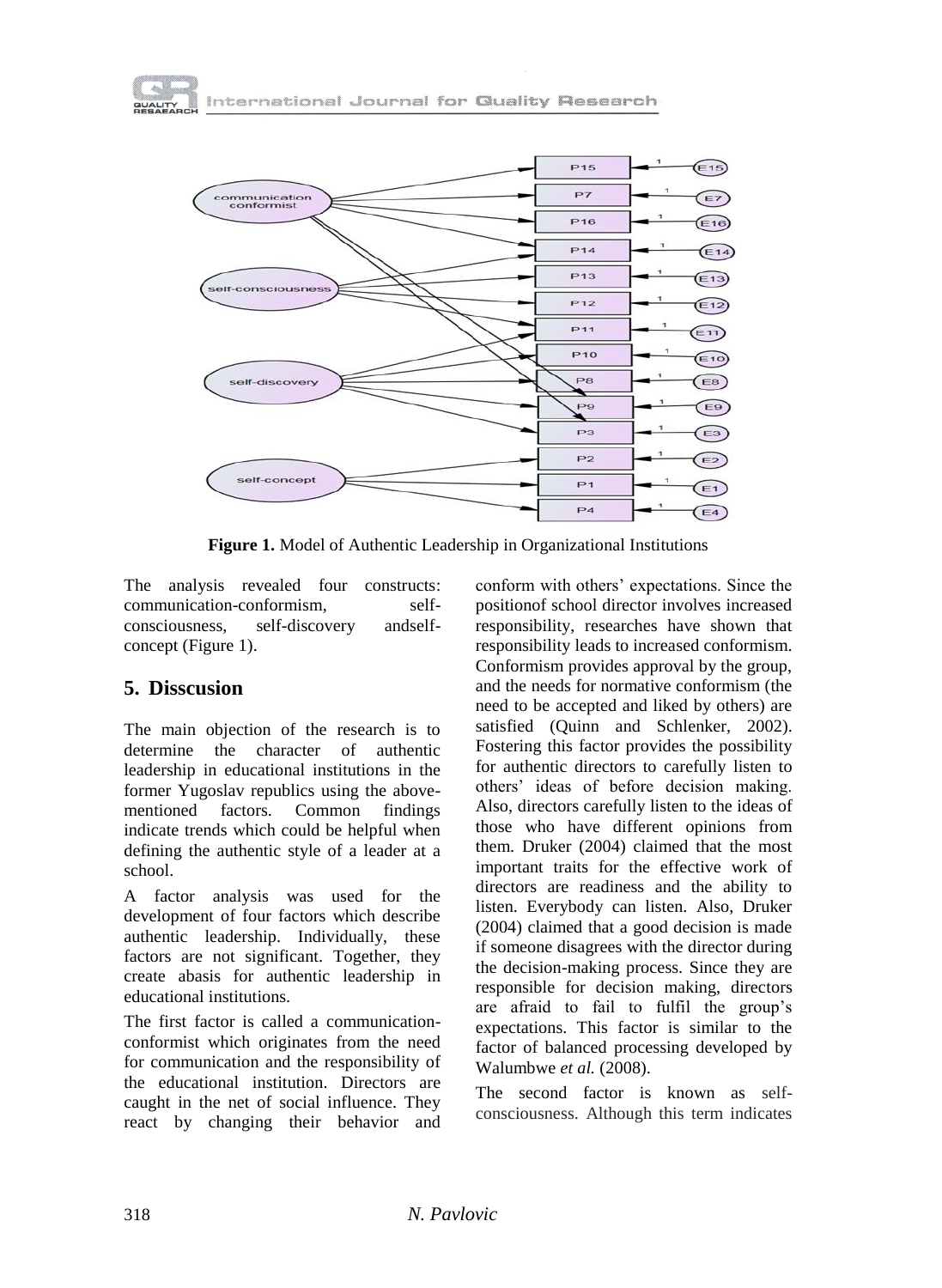**Figure 1.** Model of Authentic Leadership in Organizational Institutions

The analysis revealed four constructs: communication-conformism, self-consciousness, self-discovery andself-concept (Figure 1).

## 5. Disscusion

The main objection of the research is to determine the character of authentic leadership in educational institutions in the former Yugoslav republics using the above-mentioned factors. Common findings indicate trends which could be helpful when defining the authentic style of a leader at a school.

A factor analysis was used for the development of four factors which describe authentic leadership. Individually, these factors are not significant. Together, they create abasis for authentic leadership in educational institutions.

The first factor is called a communication-conformist which originates from the need for communication and the responsibility of the educational institution. Directors are caught in the net of social influence. They react by changing their behavior and conform with others' expectations. Since the positionof school director involves increased responsibility, researches have shown that responsibility leads to increased conformism. Conformism provides approval by the group, and the needs for normative conformism (the need to be accepted and liked by others) are satisfied (Quinn and Schlenker, 2002). Fostering this factor provides the possibility for authentic directors to carefully listen to others' ideas of before decision making. Also, directors carefully listen to the ideas of those who have different opinions from them. Druker (2004) claimed that the most important traits for the effective work of directors are readiness and the ability to listen. Everybody can listen. Also, Druker (2004) claimed that a good decision is made if someone disagrees with the director during the decision-making process. Since they are responsible for decision making, directors are afraid to fail to fulfil the group's expectations. This factor is similar to the factor of balanced processing developed by Walumbwe *et al.* (2008).

The second factor is known as self-consciousness. Although this term indicates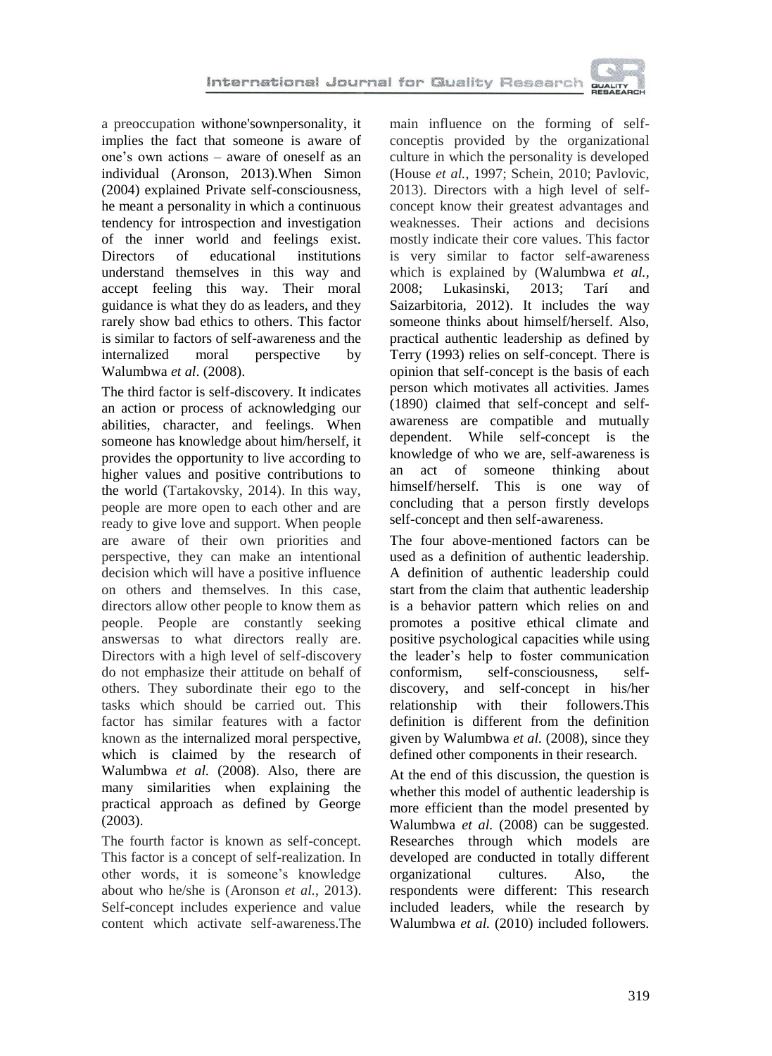a preoccupation withone'sownpersonality, it implies the fact that someone is aware of one's own actions – aware of oneself as an individual (Aronson, 2013).When Simon (2004) explained Private self-consciousness, he meant a personality in which a continuous tendency for introspection and investigation of the inner world and feelings exist. Directors of educational institutions understand themselves in this way and accept feeling this way. Their moral guidance is what they do as leaders, and they rarely show bad ethics to others. This factor is similar to factors of self-awareness and the internalized moral perspective by Walumbwa *et al*. (2008).

The third factor is self-discovery. It indicates an action or process of acknowledging our abilities, character, and feelings. When someone has knowledge about him/herself, it provides the opportunity to live according to higher values and positive contributions to the world (Tartakovsky, 2014). In this way, people are more open to each other and are ready to give love and support. When people are aware of their own priorities and perspective, they can make an intentional decision which will have a positive influence on others and themselves. In this case, directors allow other people to know them as people. People are constantly seeking answersas to what directors really are. Directors with a high level of self-discovery do not emphasize their attitude on behalf of others. They subordinate their ego to the tasks which should be carried out. This factor has similar features with a factor known as the internalized moral perspective, which is claimed by the research of Walumbwa *et al.* (2008). Also, there are many similarities when explaining the practical approach as defined by George (2003).

The fourth factor is known as self-concept. This factor is a concept of self-realization. In other words, it is someone's knowledge about who he/she is (Aronson *et al.*, 2013). Self-concept includes experience and value content which activate self-awareness.The main influence on the forming of self-conceptis provided by the organizational culture in which the personality is developed (House *et al.*, 1997; Schein, 2010; Pavlovic, 2013). Directors with a high level of self-concept know their greatest advantages and weaknesses. Their actions and decisions mostly indicate their core values. This factor is very similar to factor self-awareness which is explained by (Walumbwa *et al.*, 2008; Lukasinski, 2013; Tarí and Saizarbitoria, 2012). It includes the way someone thinks about himself/herself. Also, practical authentic leadership as defined by Terry (1993) relies on self-concept. There is opinion that self-concept is the basis of each person which motivates all activities. James (1890) claimed that self-concept and self-awareness are compatible and mutually dependent. While self-concept is the knowledge of who we are, self-awareness is an act of someone thinking about himself/herself. This is one way of concluding that a person firstly develops self-concept and then self-awareness.

The four above-mentioned factors can be used as a definition of authentic leadership. A definition of authentic leadership could start from the claim that authentic leadership is a behavior pattern which relies on and promotes a positive ethical climate and positive psychological capacities while using the leader's help to foster communication conformism, self-consciousness, self-discovery, and self-concept in his/her relationship with their followers.This definition is different from the definition given by Walumbwa *et al.* (2008), since they defined other components in their research.

At the end of this discussion, the question is whether this model of authentic leadership is more efficient than the model presented by Walumbwa *et al.* (2008) can be suggested. Researches through which models are developed are conducted in totally different organizational cultures. Also, the respondents were different: This research included leaders, while the research by Walumbwa *et al.* (2010) included followers.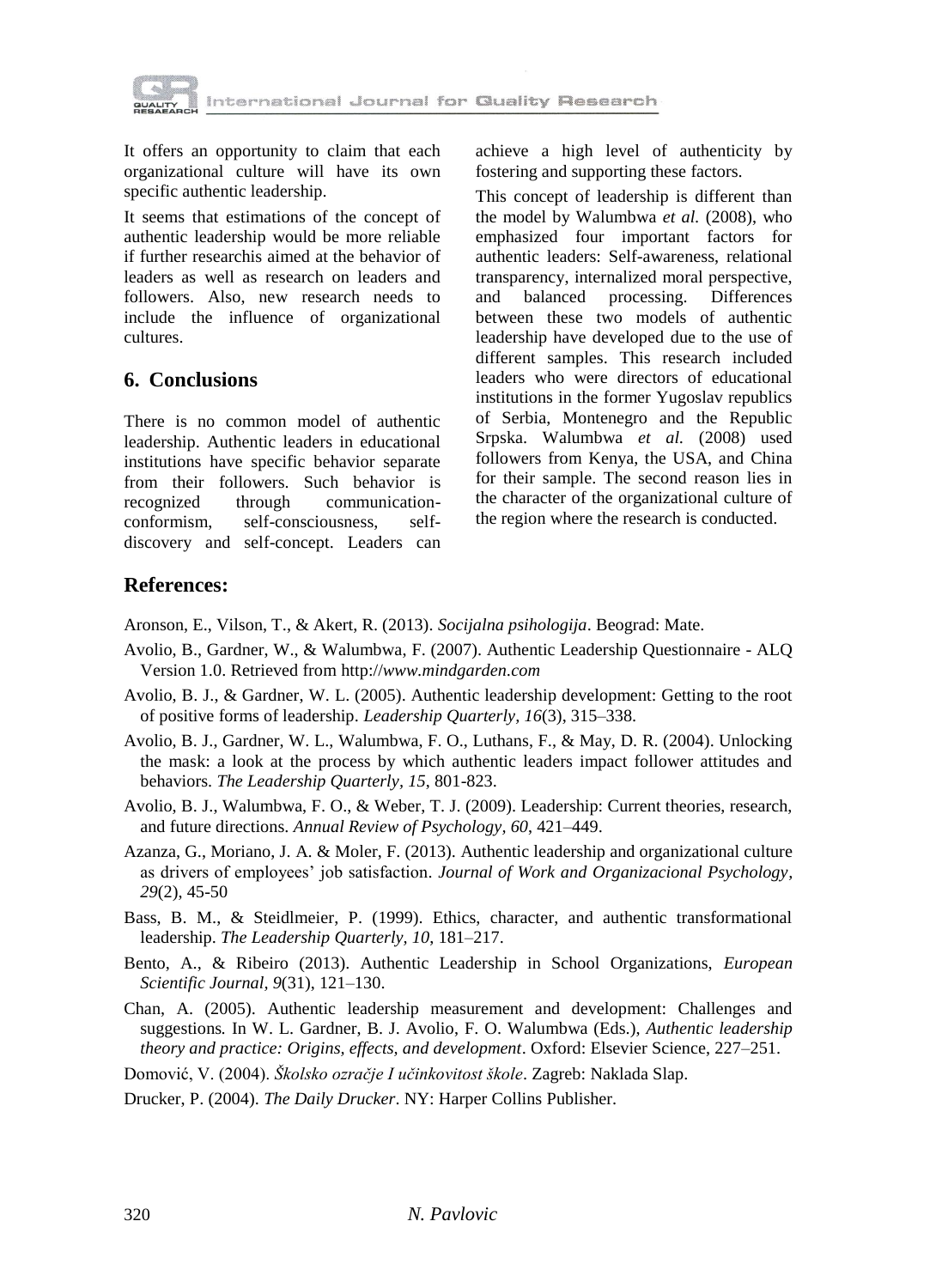It offers an opportunity to claim that each organizational culture will have its own specific authentic leadership.

It seems that estimations of the concept of authentic leadership would be more reliable if further researchis aimed at the behavior of leaders as well as research on leaders and followers. Also, new research needs to include the influence of organizational cultures.

## 6. Conclusions

There is no common model of authentic leadership. Authentic leaders in educational institutions have specific behavior separate from their followers. Such behavior is recognized through communication-conformism, self-consciousness, self-discovery and self-concept. Leaders can achieve a high level of authenticity by fostering and supporting these factors.

This concept of leadership is different than the model by Walumbwa *et al.* (2008), who emphasized four important factors for authentic leaders: Self-awareness, relational transparency, internalized moral perspective, and balanced processing. Differences between these two models of authentic leadership have developed due to the use of different samples. This research included leaders who were directors of educational institutions in the former Yugoslav republics of Serbia, Montenegro and the Republic Srpska. Walumbwa *et al.* (2008) used followers from Kenya, the USA, and China for their sample. The second reason lies in the character of the organizational culture of the region where the research is conducted.

## References:

Aronson, E., Vilson, T., & Akert, R. (2013). *Socijalna psihologija*. Beograd: Mate.

Avolio, B., Gardner, W., & Walumbwa, F. (2007). Authentic Leadership Questionnaire - ALQ Version 1.0. Retrieved from http://*www.mindgarden.com*

Avolio, B. J., & Gardner, W. L. (2005). Authentic leadership development: Getting to the root of positive forms of leadership. *Leadership Quarterly, 16*(3), 315–338.

Avolio, B. J., Gardner, W. L., Walumbwa, F. O., Luthans, F., & May, D. R. (2004). Unlocking the mask: a look at the process by which authentic leaders impact follower attitudes and behaviors. *The Leadership Quarterly, 15*, 801-823.

Avolio, B. J., Walumbwa, F. O., & Weber, T. J. (2009). Leadership: Current theories, research, and future directions. *Annual Review of Psychology, 60*, 421–449.

Azanza, G., Moriano, J. A. & Moler, F. (2013). Authentic leadership and organizational culture as drivers of employees' job satisfaction. *Journal of Work and Organizacional Psychology, 29*(2), 45-50

Bass, B. M., & Steidlmeier, P. (1999). Ethics, character, and authentic transformational leadership. *The Leadership Quarterly, 10*, 181–217.

Bento, A., & Ribeiro (2013). Authentic Leadership in School Organizations, *European Scientific Journal, 9*(31), 121–130.

Chan, A. (2005). Authentic leadership measurement and development: Challenges and suggestions. In W. L. Gardner, B. J. Avolio, F. O. Walumbwa (Eds.), *Authentic leadership theory and practice: Origins, effects, and development*. Oxford: Elsevier Science, 227–251.

Domović, V. (2004). *Školsko ozračje I učinkovitost škole*. Zagreb: Naklada Slap.

Drucker, P. (2004). *The Daily Drucker*. NY: Harper Collins Publisher.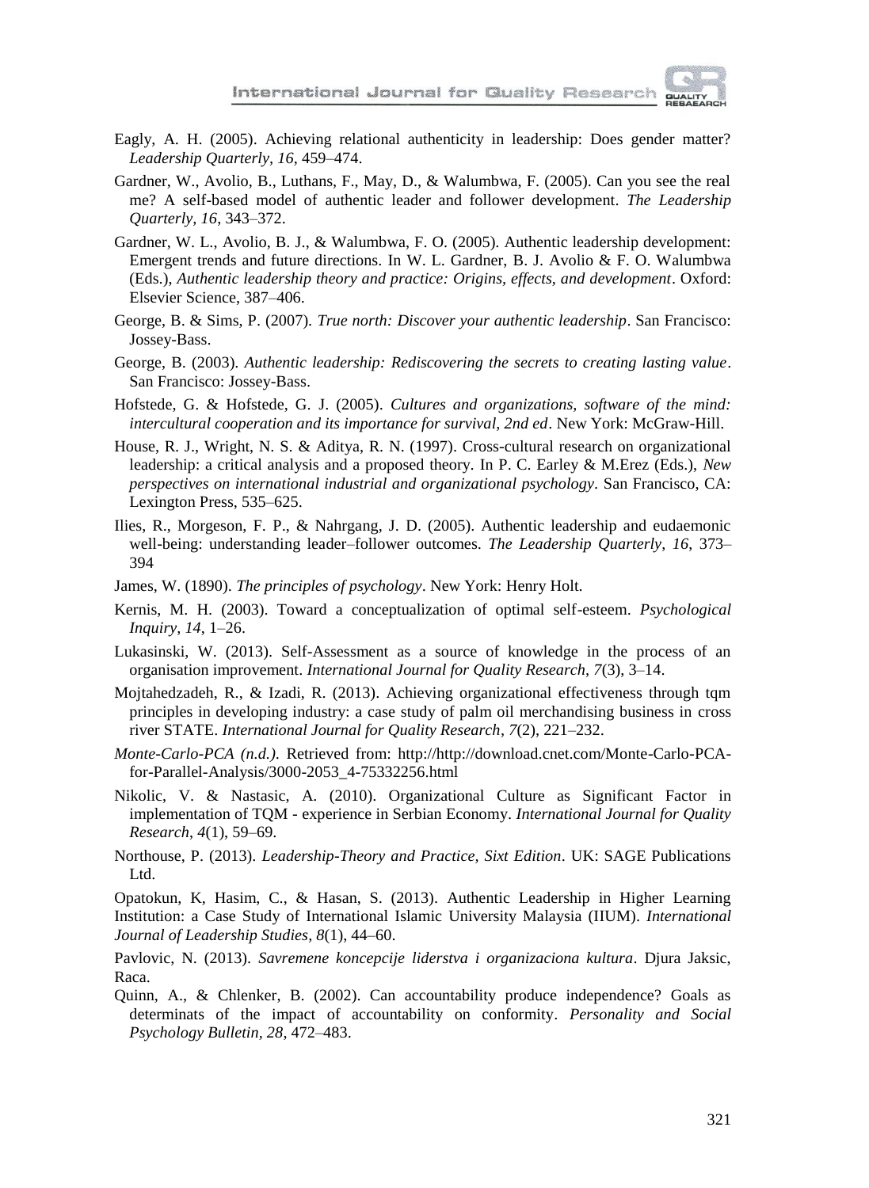Eagly, A. H. (2005). Achieving relational authenticity in leadership: Does gender matter? *Leadership Quarterly, 16*, 459–474.

Gardner, W., Avolio, B., Luthans, F., May, D., & Walumbwa, F. (2005). Can you see the real me? A self-based model of authentic leader and follower development. *The Leadership Quarterly, 16*, 343–372.

Gardner, W. L., Avolio, B. J., & Walumbwa, F. O. (2005). Authentic leadership development: Emergent trends and future directions. In W. L. Gardner, B. J. Avolio & F. O. Walumbwa (Eds.), *Authentic leadership theory and practice: Origins, effects, and development*. Oxford: Elsevier Science, 387–406.

George, B. & Sims, P. (2007). *True north: Discover your authentic leadership*. San Francisco: Jossey-Bass.

George, B. (2003). *Authentic leadership: Rediscovering the secrets to creating lasting value*. San Francisco: Jossey-Bass.

Hofstede, G. & Hofstede, G. J. (2005). *Cultures and organizations, software of the mind: intercultural cooperation and its importance for survival, 2nd ed*. New York: McGraw-Hill.

House, R. J., Wright, N. S. & Aditya, R. N. (1997). Cross-cultural research on organizational leadership: a critical analysis and a proposed theory. In P. C. Earley & M.Erez (Eds.), *New perspectives on international industrial and organizational psychology*. San Francisco, CA: Lexington Press, 535–625.

Ilies, R., Morgeson, F. P., & Nahrgang, J. D. (2005). Authentic leadership and eudaemonic well-being: understanding leader–follower outcomes. *The Leadership Quarterly, 16*, 373–394

James, W. (1890). *The principles of psychology*. New York: Henry Holt.

Kernis, M. H. (2003). Toward a conceptualization of optimal self-esteem. *Psychological Inquiry, 14*, 1–26.

Lukasinski, W. (2013). Self-Assessment as a source of knowledge in the process of an organisation improvement. *International Journal for Quality Research, 7*(3), 3–14.

Mojtahedzadeh, R., & Izadi, R. (2013). Achieving organizational effectiveness through tqm principles in developing industry: a case study of palm oil merchandising business in cross river STATE. *International Journal for Quality Research, 7*(2), 221–232.

*Monte-Carlo-PCA (n.d.).* Retrieved from: http://http://download.cnet.com/Monte-Carlo-PCA-for-Parallel-Analysis/3000-2053_4-75332256.html

Nikolic, V. & Nastasic, A. (2010). Organizational Culture as Significant Factor in implementation of TQM - experience in Serbian Economy. *International Journal for Quality Research, 4*(1), 59–69.

Northouse, P. (2013). *Leadership-Theory and Practice, Sixt Edition*. UK: SAGE Publications Ltd.

Opatokun, K, Hasim, C., & Hasan, S. (2013). Authentic Leadership in Higher Learning Institution: a Case Study of International Islamic University Malaysia (IIUM). *International Journal of Leadership Studies, 8*(1), 44–60.

Pavlovic, N. (2013). *Savremene koncepcije liderstva i organizaciona kultura*. Djura Jaksic, Raca.

Quinn, A., & Chlenker, B. (2002). Can accountability produce independence? Goals as determinats of the impact of accountability on conformity. *Personality and Social Psychology Bulletin, 28*, 472–483.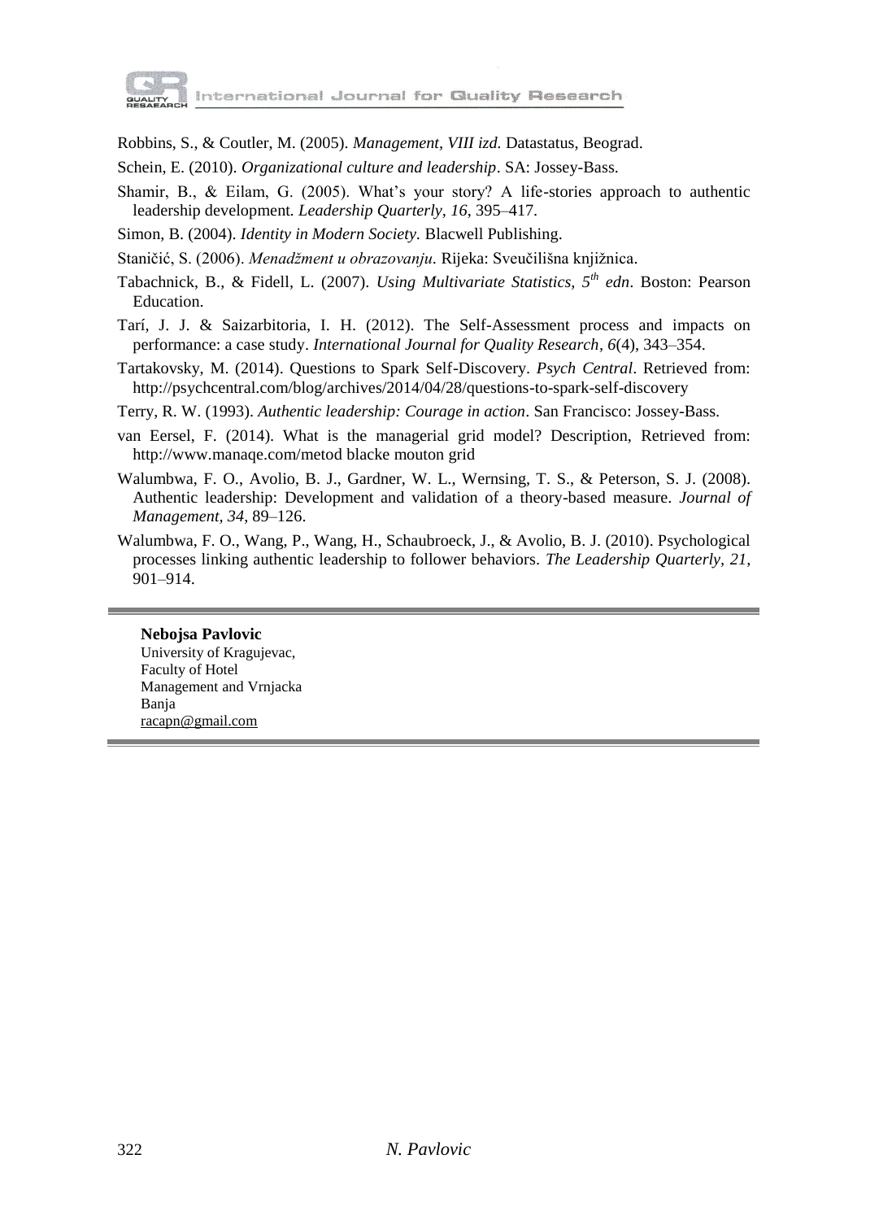Robbins, S., & Coutler, M. (2005). *Management, VIII izd.* Datastatus, Beograd.

Schein, E. (2010). *Organizational culture and leadership*. SA: Jossey-Bass.

Shamir, B., & Eilam, G. (2005). What's your story? A life-stories approach to authentic leadership development. *Leadership Quarterly, 16*, 395–417.

Simon, B. (2004). *Identity in Modern Society*. Blacwell Publishing.

Staničić, S. (2006). *Menadžment u obrazovanju.* Rijeka: Sveučilišna knjižnica.

Tabachnick, B., & Fidell, L. (2007). *Using Multivariate Statistics, 5th edn*. Boston: Pearson Education.

Tarí, J. J. & Saizarbitoria, I. H. (2012). The Self-Assessment process and impacts on performance: a case study. *International Journal for Quality Research, 6*(4), 343–354.

Tartakovsky, M. (2014). Questions to Spark Self-Discovery. *Psych Central*. Retrieved from: http://psychcentral.com/blog/archives/2014/04/28/questions-to-spark-self-discovery

Terry, R. W. (1993). *Authentic leadership: Courage in action*. San Francisco: Jossey-Bass.

van Eersel, F. (2014). What is the managerial grid model? Description, Retrieved from: http://www.manaqe.com/metod blacke mouton grid

Walumbwa, F. O., Avolio, B. J., Gardner, W. L., Wernsing, T. S., & Peterson, S. J. (2008). Authentic leadership: Development and validation of a theory-based measure. *Journal of Management, 34*, 89–126.

Walumbwa, F. O., Wang, P., Wang, H., Schaubroeck, J., & Avolio, B. J. (2010). Psychological processes linking authentic leadership to follower behaviors. *The Leadership Quarterly, 21*, 901–914.

---

**Nebojsa Pavlovic**
University of Kragujevac,
Faculty of Hotel
Management and Vrnjacka
Banja
racapn@gmail.com

---